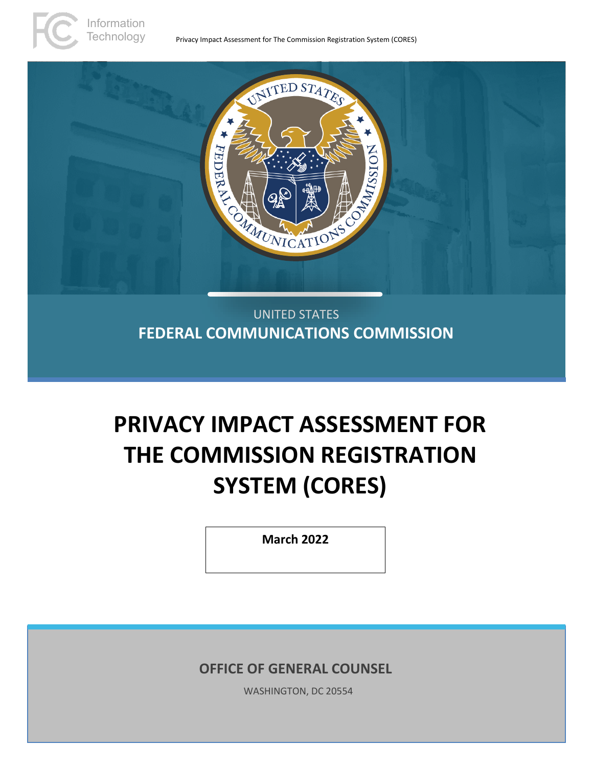UNITED STATES

**FEDERAL COMMUNICATIONS COMMISSION**

# PRIVACY IMPACT ASSESSMENT FOR THE COMMISSION REGISTRATION SYSTEM (CORES)

**March 2022**

**OFFICE OF GENERAL COUNSEL**

WASHINGTON, DC 20554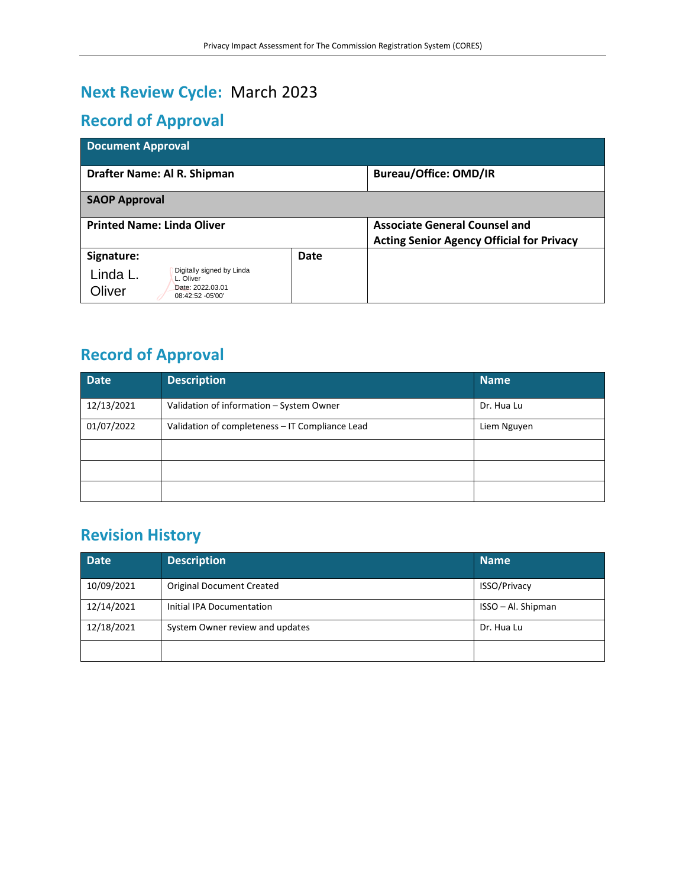## Next Review Cycle: March 2023

## Record of Approval

| Document Approval | | |
|---|---|---|
| **Drafter Name: Al R. Shipman** | | **Bureau/Office: OMD/IR** |
| **SAOP Approval** | | |
| **Printed Name: Linda Oliver** | | **Associate General Counsel and Acting Senior Agency Official for Privacy** |
| **Signature:** Linda L. Oliver Digitally signed by Linda L. Oliver Date: 2022.03.01 08:42:52 -05'00' | **Date** | |

## Record of Approval

| Date | Description | Name |
|---|---|---|
| 12/13/2021 | Validation of information – System Owner | Dr. Hua Lu |
| 01/07/2022 | Validation of completeness – IT Compliance Lead | Liem Nguyen |
| | | |
| | | |
| | | |

## Revision History

| Date | Description | Name |
|---|---|---|
| 10/09/2021 | Original Document Created | ISSO/Privacy |
| 12/14/2021 | Initial IPA Documentation | ISSO – Al. Shipman |
| 12/18/2021 | System Owner review and updates | Dr. Hua Lu |
| | | |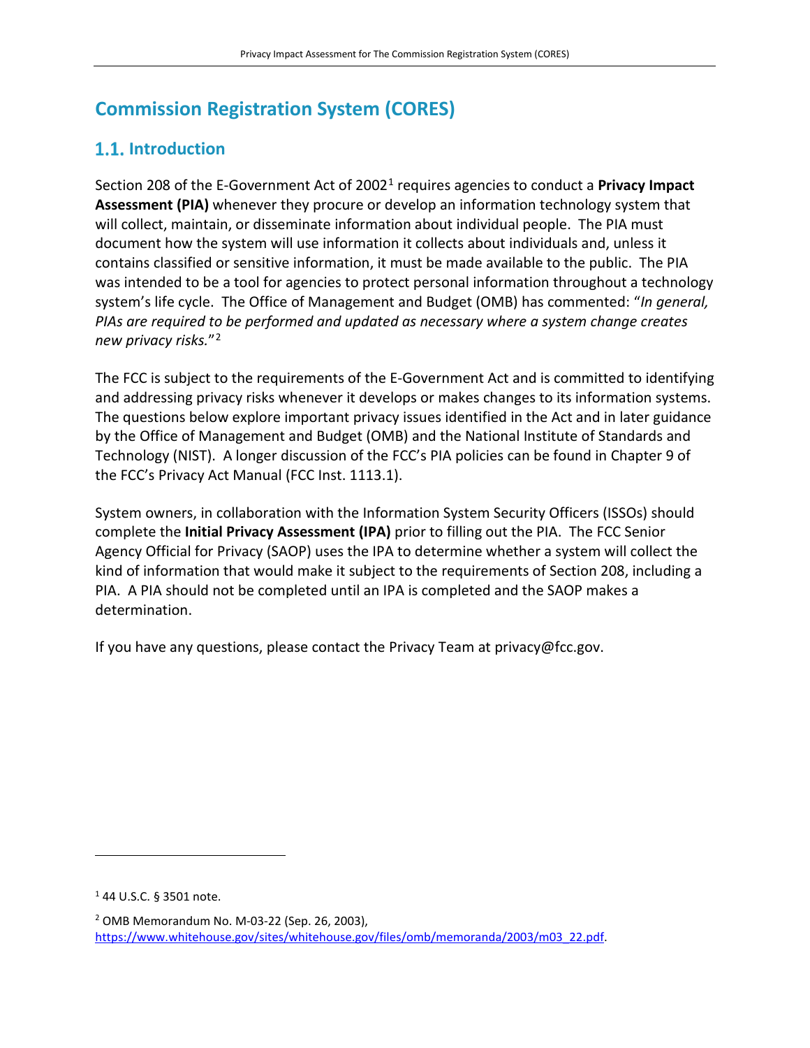# Commission Registration System (CORES)

## 1.1. Introduction

Section 208 of the E-Government Act of 2002[1] requires agencies to conduct a **Privacy Impact Assessment (PIA)** whenever they procure or develop an information technology system that will collect, maintain, or disseminate information about individual people. The PIA must document how the system will use information it collects about individuals and, unless it contains classified or sensitive information, it must be made available to the public. The PIA was intended to be a tool for agencies to protect personal information throughout a technology system's life cycle. The Office of Management and Budget (OMB) has commented: "*In general, PIAs are required to be performed and updated as necessary where a system change creates new privacy risks.*"[2]

The FCC is subject to the requirements of the E-Government Act and is committed to identifying and addressing privacy risks whenever it develops or makes changes to its information systems. The questions below explore important privacy issues identified in the Act and in later guidance by the Office of Management and Budget (OMB) and the National Institute of Standards and Technology (NIST). A longer discussion of the FCC's PIA policies can be found in Chapter 9 of the FCC's Privacy Act Manual (FCC Inst. 1113.1).

System owners, in collaboration with the Information System Security Officers (ISSOs) should complete the **Initial Privacy Assessment (IPA)** prior to filling out the PIA. The FCC Senior Agency Official for Privacy (SAOP) uses the IPA to determine whether a system will collect the kind of information that would make it subject to the requirements of Section 208, including a PIA. A PIA should not be completed until an IPA is completed and the SAOP makes a determination.

If you have any questions, please contact the Privacy Team at privacy@fcc.gov.

---

[1] 44 U.S.C. § 3501 note.

[2] OMB Memorandum No. M-03-22 (Sep. 26, 2003), https://www.whitehouse.gov/sites/whitehouse.gov/files/omb/memoranda/2003/m03_22.pdf.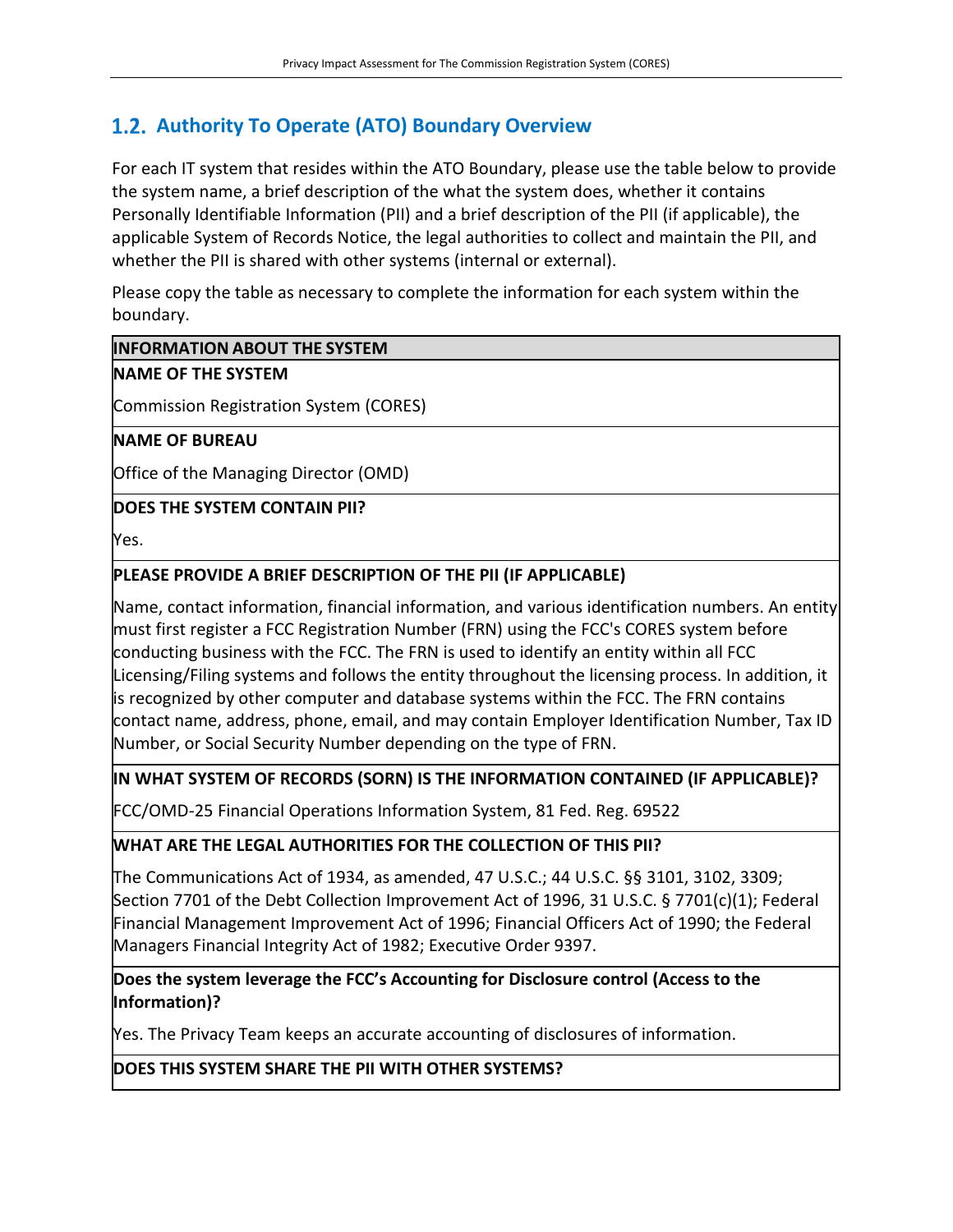## 1.2. Authority To Operate (ATO) Boundary Overview

For each IT system that resides within the ATO Boundary, please use the table below to provide the system name, a brief description of the what the system does, whether it contains Personally Identifiable Information (PII) and a brief description of the PII (if applicable), the applicable System of Records Notice, the legal authorities to collect and maintain the PII, and whether the PII is shared with other systems (internal or external).

Please copy the table as necessary to complete the information for each system within the boundary.

| **INFORMATION ABOUT THE SYSTEM** |
|---|
| **NAME OF THE SYSTEM** |
| Commission Registration System (CORES) |
| **NAME OF BUREAU** |
| Office of the Managing Director (OMD) |
| **DOES THE SYSTEM CONTAIN PII?** |
| Yes. |
| **PLEASE PROVIDE A BRIEF DESCRIPTION OF THE PII (IF APPLICABLE)** |
| Name, contact information, financial information, and various identification numbers. An entity must first register a FCC Registration Number (FRN) using the FCC's CORES system before conducting business with the FCC. The FRN is used to identify an entity within all FCC Licensing/Filing systems and follows the entity throughout the licensing process. In addition, it is recognized by other computer and database systems within the FCC. The FRN contains contact name, address, phone, email, and may contain Employer Identification Number, Tax ID Number, or Social Security Number depending on the type of FRN. |
| **IN WHAT SYSTEM OF RECORDS (SORN) IS THE INFORMATION CONTAINED (IF APPLICABLE)?** |
| FCC/OMD-25 Financial Operations Information System, 81 Fed. Reg. 69522 |
| **WHAT ARE THE LEGAL AUTHORITIES FOR THE COLLECTION OF THIS PII?** |
| The Communications Act of 1934, as amended, 47 U.S.C.; 44 U.S.C. §§ 3101, 3102, 3309; Section 7701 of the Debt Collection Improvement Act of 1996, 31 U.S.C. § 7701(c)(1); Federal Financial Management Improvement Act of 1996; Financial Officers Act of 1990; the Federal Managers Financial Integrity Act of 1982; Executive Order 9397. |
| **Does the system leverage the FCC's Accounting for Disclosure control (Access to the Information)?** |
| Yes. The Privacy Team keeps an accurate accounting of disclosures of information. |
| **DOES THIS SYSTEM SHARE THE PII WITH OTHER SYSTEMS?** |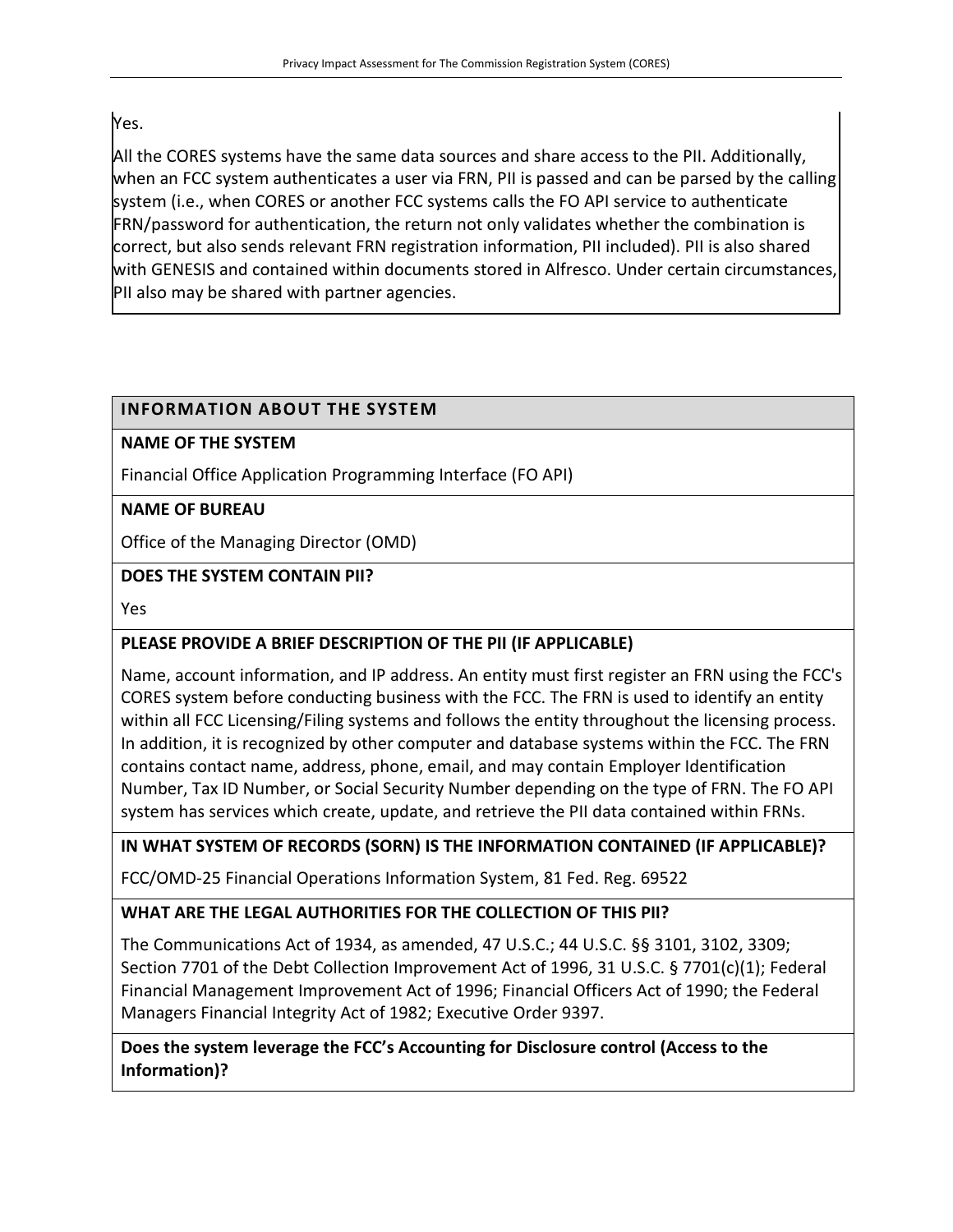Yes.

All the CORES systems have the same data sources and share access to the PII. Additionally, when an FCC system authenticates a user via FRN, PII is passed and can be parsed by the calling system (i.e., when CORES or another FCC systems calls the FO API service to authenticate FRN/password for authentication, the return not only validates whether the combination is correct, but also sends relevant FRN registration information, PII included). PII is also shared with GENESIS and contained within documents stored in Alfresco. Under certain circumstances, PII also may be shared with partner agencies.

| **INFORMATION ABOUT THE SYSTEM** |
|---|
| **NAME OF THE SYSTEM** |
| Financial Office Application Programming Interface (FO API) |
| **NAME OF BUREAU** |
| Office of the Managing Director (OMD) |
| **DOES THE SYSTEM CONTAIN PII?** |
| Yes |
| **PLEASE PROVIDE A BRIEF DESCRIPTION OF THE PII (IF APPLICABLE)** |
| Name, account information, and IP address. An entity must first register an FRN using the FCC's CORES system before conducting business with the FCC. The FRN is used to identify an entity within all FCC Licensing/Filing systems and follows the entity throughout the licensing process. In addition, it is recognized by other computer and database systems within the FCC. The FRN contains contact name, address, phone, email, and may contain Employer Identification Number, Tax ID Number, or Social Security Number depending on the type of FRN. The FO API system has services which create, update, and retrieve the PII data contained within FRNs. |
| **IN WHAT SYSTEM OF RECORDS (SORN) IS THE INFORMATION CONTAINED (IF APPLICABLE)?** |
| FCC/OMD-25 Financial Operations Information System, 81 Fed. Reg. 69522 |
| **WHAT ARE THE LEGAL AUTHORITIES FOR THE COLLECTION OF THIS PII?** |
| The Communications Act of 1934, as amended, 47 U.S.C.; 44 U.S.C. §§ 3101, 3102, 3309; Section 7701 of the Debt Collection Improvement Act of 1996, 31 U.S.C. § 7701(c)(1); Federal Financial Management Improvement Act of 1996; Financial Officers Act of 1990; the Federal Managers Financial Integrity Act of 1982; Executive Order 9397. |
| **Does the system leverage the FCC's Accounting for Disclosure control (Access to the Information)?** |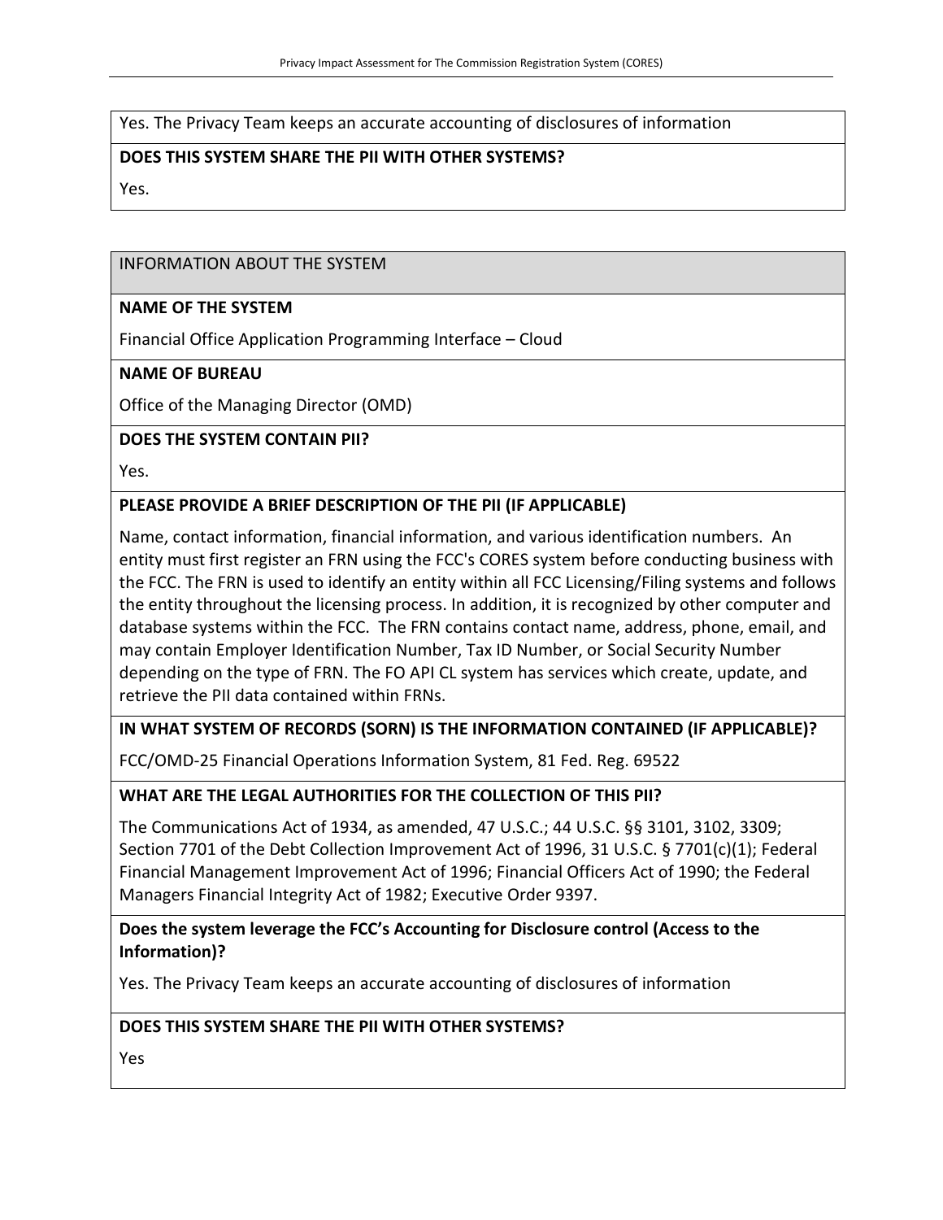Yes. The Privacy Team keeps an accurate accounting of disclosures of information

**DOES THIS SYSTEM SHARE THE PII WITH OTHER SYSTEMS?**

Yes.

INFORMATION ABOUT THE SYSTEM

**NAME OF THE SYSTEM**

Financial Office Application Programming Interface – Cloud

**NAME OF BUREAU**

Office of the Managing Director (OMD)

**DOES THE SYSTEM CONTAIN PII?**

Yes.

**PLEASE PROVIDE A BRIEF DESCRIPTION OF THE PII (IF APPLICABLE)**

Name, contact information, financial information, and various identification numbers. An entity must first register an FRN using the FCC's CORES system before conducting business with the FCC. The FRN is used to identify an entity within all FCC Licensing/Filing systems and follows the entity throughout the licensing process. In addition, it is recognized by other computer and database systems within the FCC. The FRN contains contact name, address, phone, email, and may contain Employer Identification Number, Tax ID Number, or Social Security Number depending on the type of FRN. The FO API CL system has services which create, update, and retrieve the PII data contained within FRNs.

**IN WHAT SYSTEM OF RECORDS (SORN) IS THE INFORMATION CONTAINED (IF APPLICABLE)?**

FCC/OMD-25 Financial Operations Information System, 81 Fed. Reg. 69522

**WHAT ARE THE LEGAL AUTHORITIES FOR THE COLLECTION OF THIS PII?**

The Communications Act of 1934, as amended, 47 U.S.C.; 44 U.S.C. §§ 3101, 3102, 3309; Section 7701 of the Debt Collection Improvement Act of 1996, 31 U.S.C. § 7701(c)(1); Federal Financial Management Improvement Act of 1996; Financial Officers Act of 1990; the Federal Managers Financial Integrity Act of 1982; Executive Order 9397.

**Does the system leverage the FCC's Accounting for Disclosure control (Access to the Information)?**

Yes. The Privacy Team keeps an accurate accounting of disclosures of information

**DOES THIS SYSTEM SHARE THE PII WITH OTHER SYSTEMS?**

Yes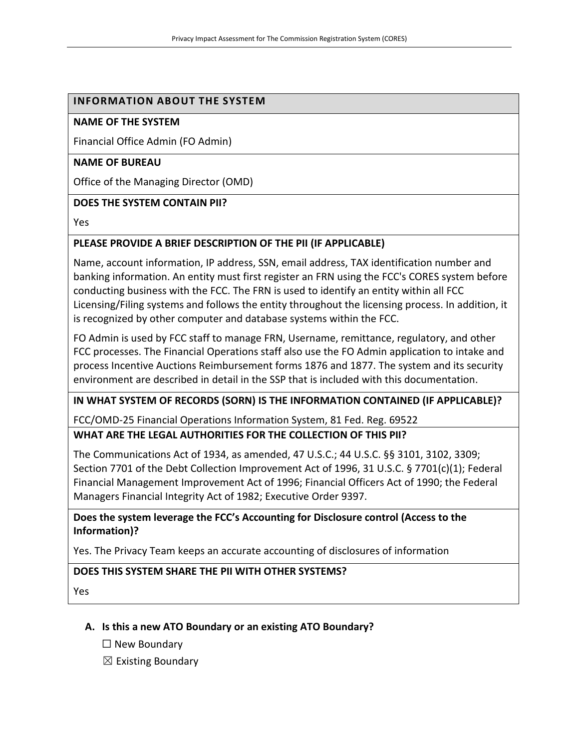## INFORMATION ABOUT THE SYSTEM

**NAME OF THE SYSTEM**

Financial Office Admin (FO Admin)

**NAME OF BUREAU**

Office of the Managing Director (OMD)

**DOES THE SYSTEM CONTAIN PII?**

Yes

**PLEASE PROVIDE A BRIEF DESCRIPTION OF THE PII (IF APPLICABLE)**

Name, account information, IP address, SSN, email address, TAX identification number and banking information. An entity must first register an FRN using the FCC's CORES system before conducting business with the FCC. The FRN is used to identify an entity within all FCC Licensing/Filing systems and follows the entity throughout the licensing process. In addition, it is recognized by other computer and database systems within the FCC.

FO Admin is used by FCC staff to manage FRN, Username, remittance, regulatory, and other FCC processes. The Financial Operations staff also use the FO Admin application to intake and process Incentive Auctions Reimbursement forms 1876 and 1877. The system and its security environment are described in detail in the SSP that is included with this documentation.

**IN WHAT SYSTEM OF RECORDS (SORN) IS THE INFORMATION CONTAINED (IF APPLICABLE)?**

FCC/OMD-25 Financial Operations Information System, 81 Fed. Reg. 69522

**WHAT ARE THE LEGAL AUTHORITIES FOR THE COLLECTION OF THIS PII?**

The Communications Act of 1934, as amended, 47 U.S.C.; 44 U.S.C. §§ 3101, 3102, 3309; Section 7701 of the Debt Collection Improvement Act of 1996, 31 U.S.C. § 7701(c)(1); Federal Financial Management Improvement Act of 1996; Financial Officers Act of 1990; the Federal Managers Financial Integrity Act of 1982; Executive Order 9397.

**Does the system leverage the FCC's Accounting for Disclosure control (Access to the Information)?**

Yes. The Privacy Team keeps an accurate accounting of disclosures of information

**DOES THIS SYSTEM SHARE THE PII WITH OTHER SYSTEMS?**

Yes

**A. Is this a new ATO Boundary or an existing ATO Boundary?**

☐ New Boundary

☒ Existing Boundary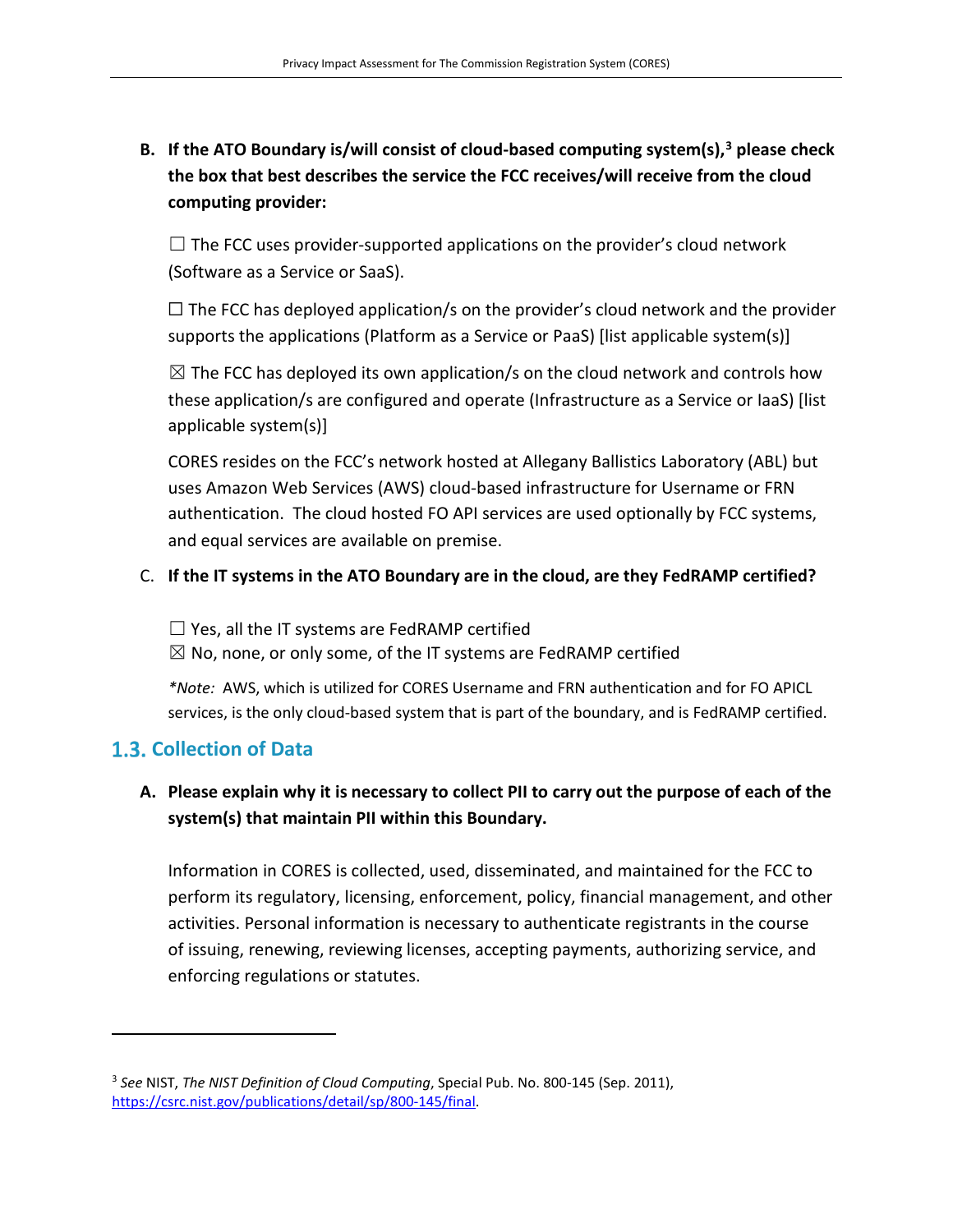**B. If the ATO Boundary is/will consist of cloud-based computing system(s),[3] please check the box that best describes the service the FCC receives/will receive from the cloud computing provider:**

☐ The FCC uses provider-supported applications on the provider's cloud network (Software as a Service or SaaS).

☐ The FCC has deployed application/s on the provider's cloud network and the provider supports the applications (Platform as a Service or PaaS) [list applicable system(s)]

☒ The FCC has deployed its own application/s on the cloud network and controls how these application/s are configured and operate (Infrastructure as a Service or IaaS) [list applicable system(s)]

CORES resides on the FCC's network hosted at Allegany Ballistics Laboratory (ABL) but uses Amazon Web Services (AWS) cloud-based infrastructure for Username or FRN authentication. The cloud hosted FO API services are used optionally by FCC systems, and equal services are available on premise.

**C. If the IT systems in the ATO Boundary are in the cloud, are they FedRAMP certified?**

☐ Yes, all the IT systems are FedRAMP certified
☒ No, none, or only some, of the IT systems are FedRAMP certified

*\*Note:* AWS, which is utilized for CORES Username and FRN authentication and for FO APICL services, is the only cloud-based system that is part of the boundary, and is FedRAMP certified.

## 1.3. Collection of Data

**A. Please explain why it is necessary to collect PII to carry out the purpose of each of the system(s) that maintain PII within this Boundary.**

Information in CORES is collected, used, disseminated, and maintained for the FCC to perform its regulatory, licensing, enforcement, policy, financial management, and other activities. Personal information is necessary to authenticate registrants in the course of issuing, renewing, reviewing licenses, accepting payments, authorizing service, and enforcing regulations or statutes.

---

[3] *See* NIST, *The NIST Definition of Cloud Computing*, Special Pub. No. 800-145 (Sep. 2011), https://csrc.nist.gov/publications/detail/sp/800-145/final.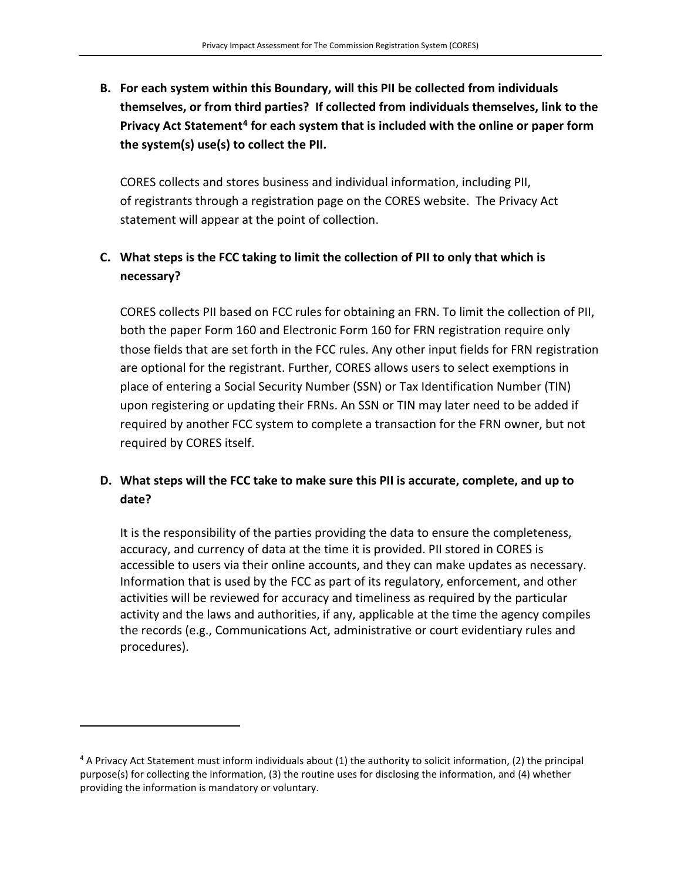**B. For each system within this Boundary, will this PII be collected from individuals themselves, or from third parties? If collected from individuals themselves, link to the Privacy Act Statement[4] for each system that is included with the online or paper form the system(s) use(s) to collect the PII.**

CORES collects and stores business and individual information, including PII, of registrants through a registration page on the CORES website. The Privacy Act statement will appear at the point of collection.

**C. What steps is the FCC taking to limit the collection of PII to only that which is necessary?**

CORES collects PII based on FCC rules for obtaining an FRN. To limit the collection of PII, both the paper Form 160 and Electronic Form 160 for FRN registration require only those fields that are set forth in the FCC rules. Any other input fields for FRN registration are optional for the registrant. Further, CORES allows users to select exemptions in place of entering a Social Security Number (SSN) or Tax Identification Number (TIN) upon registering or updating their FRNs. An SSN or TIN may later need to be added if required by another FCC system to complete a transaction for the FRN owner, but not required by CORES itself.

**D. What steps will the FCC take to make sure this PII is accurate, complete, and up to date?**

It is the responsibility of the parties providing the data to ensure the completeness, accuracy, and currency of data at the time it is provided. PII stored in CORES is accessible to users via their online accounts, and they can make updates as necessary. Information that is used by the FCC as part of its regulatory, enforcement, and other activities will be reviewed for accuracy and timeliness as required by the particular activity and the laws and authorities, if any, applicable at the time the agency compiles the records (e.g., Communications Act, administrative or court evidentiary rules and procedures).

---

[4] A Privacy Act Statement must inform individuals about (1) the authority to solicit information, (2) the principal purpose(s) for collecting the information, (3) the routine uses for disclosing the information, and (4) whether providing the information is mandatory or voluntary.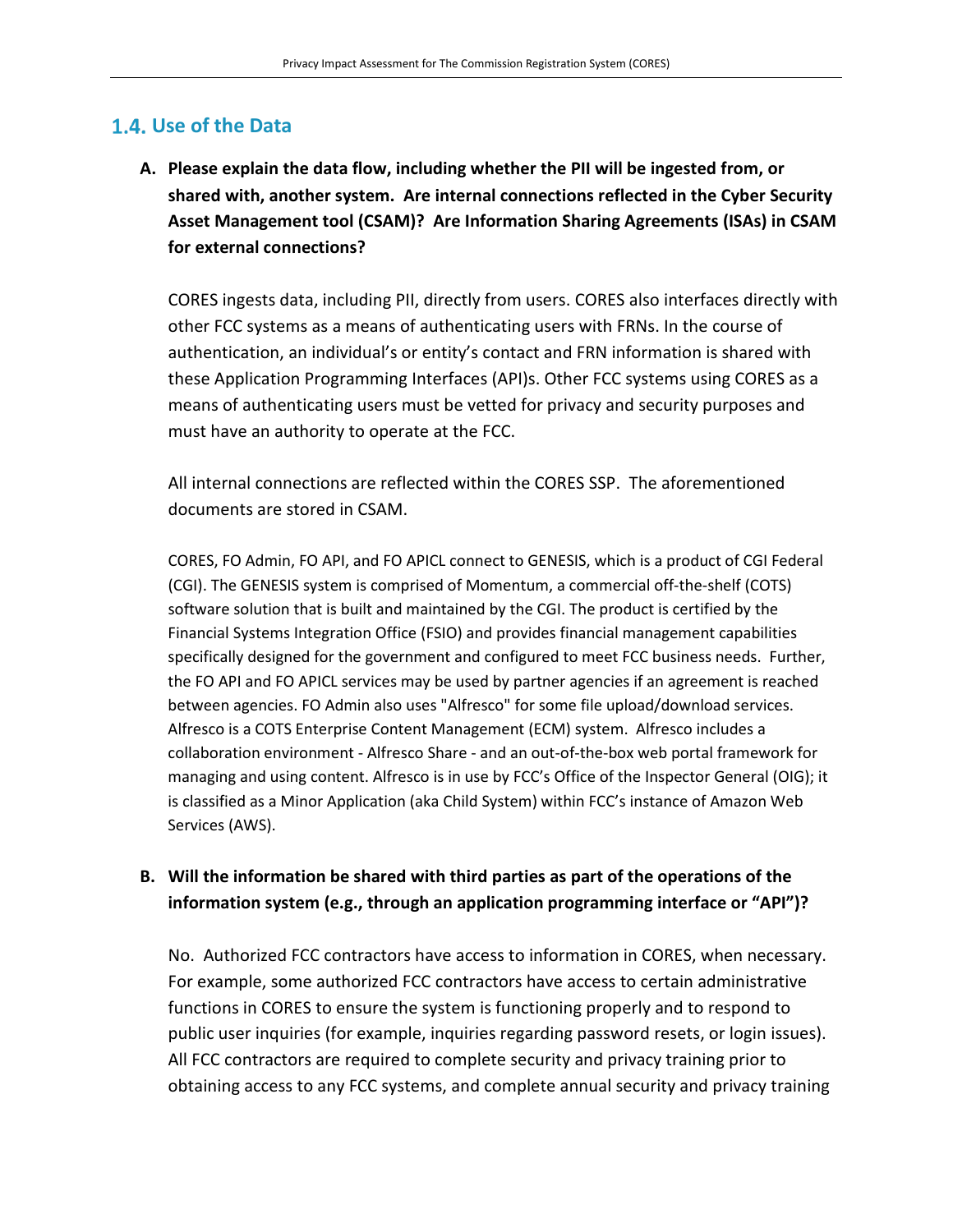## 1.4. Use of the Data

**A. Please explain the data flow, including whether the PII will be ingested from, or shared with, another system. Are internal connections reflected in the Cyber Security Asset Management tool (CSAM)? Are Information Sharing Agreements (ISAs) in CSAM for external connections?**

CORES ingests data, including PII, directly from users. CORES also interfaces directly with other FCC systems as a means of authenticating users with FRNs. In the course of authentication, an individual's or entity's contact and FRN information is shared with these Application Programming Interfaces (API)s. Other FCC systems using CORES as a means of authenticating users must be vetted for privacy and security purposes and must have an authority to operate at the FCC.

All internal connections are reflected within the CORES SSP. The aforementioned documents are stored in CSAM.

CORES, FO Admin, FO API, and FO APICL connect to GENESIS, which is a product of CGI Federal (CGI). The GENESIS system is comprised of Momentum, a commercial off-the-shelf (COTS) software solution that is built and maintained by the CGI. The product is certified by the Financial Systems Integration Office (FSIO) and provides financial management capabilities specifically designed for the government and configured to meet FCC business needs. Further, the FO API and FO APICL services may be used by partner agencies if an agreement is reached between agencies. FO Admin also uses "Alfresco" for some file upload/download services. Alfresco is a COTS Enterprise Content Management (ECM) system. Alfresco includes a collaboration environment - Alfresco Share - and an out-of-the-box web portal framework for managing and using content. Alfresco is in use by FCC's Office of the Inspector General (OIG); it is classified as a Minor Application (aka Child System) within FCC's instance of Amazon Web Services (AWS).

**B. Will the information be shared with third parties as part of the operations of the information system (e.g., through an application programming interface or "API")?**

No. Authorized FCC contractors have access to information in CORES, when necessary. For example, some authorized FCC contractors have access to certain administrative functions in CORES to ensure the system is functioning properly and to respond to public user inquiries (for example, inquiries regarding password resets, or login issues). All FCC contractors are required to complete security and privacy training prior to obtaining access to any FCC systems, and complete annual security and privacy training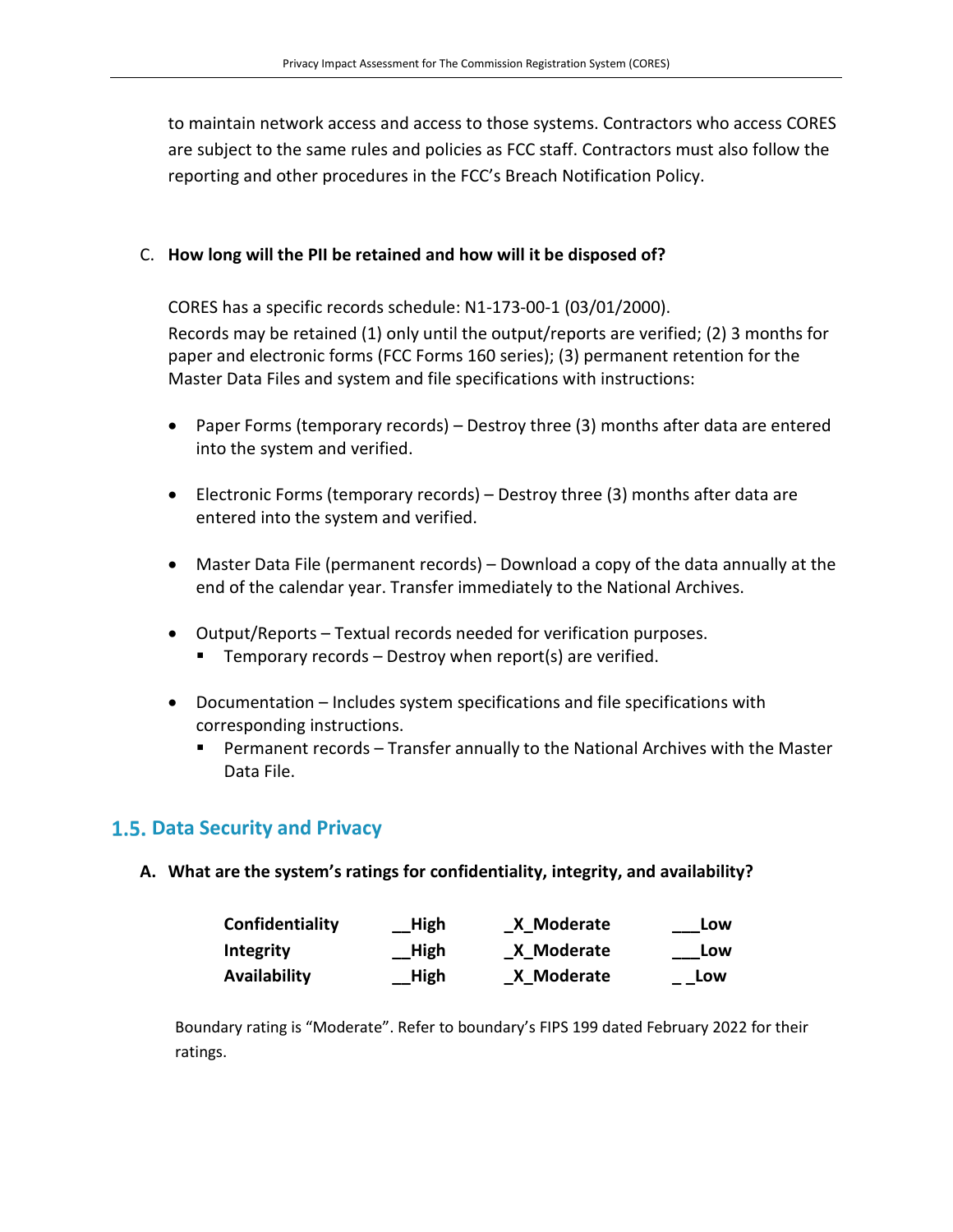to maintain network access and access to those systems. Contractors who access CORES are subject to the same rules and policies as FCC staff. Contractors must also follow the reporting and other procedures in the FCC's Breach Notification Policy.

C. **How long will the PII be retained and how will it be disposed of?**

CORES has a specific records schedule: N1-173-00-1 (03/01/2000).
Records may be retained (1) only until the output/reports are verified; (2) 3 months for paper and electronic forms (FCC Forms 160 series); (3) permanent retention for the Master Data Files and system and file specifications with instructions:

- Paper Forms (temporary records) – Destroy three (3) months after data are entered into the system and verified.
- Electronic Forms (temporary records) – Destroy three (3) months after data are entered into the system and verified.
- Master Data File (permanent records) – Download a copy of the data annually at the end of the calendar year. Transfer immediately to the National Archives.
- Output/Reports – Textual records needed for verification purposes.
  - Temporary records – Destroy when report(s) are verified.
- Documentation – Includes system specifications and file specifications with corresponding instructions.
  - Permanent records – Transfer annually to the National Archives with the Master Data File.

## 1.5. Data Security and Privacy

**A. What are the system's ratings for confidentiality, integrity, and availability?**

| | | | |
|---|---|---|---|
| **Confidentiality** | **__High** | **_X_Moderate** | **___Low** |
| **Integrity** | **__High** | **_X_Moderate** | **___Low** |
| **Availability** | **__High** | **_X_Moderate** | **_ _Low** |

Boundary rating is "Moderate". Refer to boundary's FIPS 199 dated February 2022 for their ratings.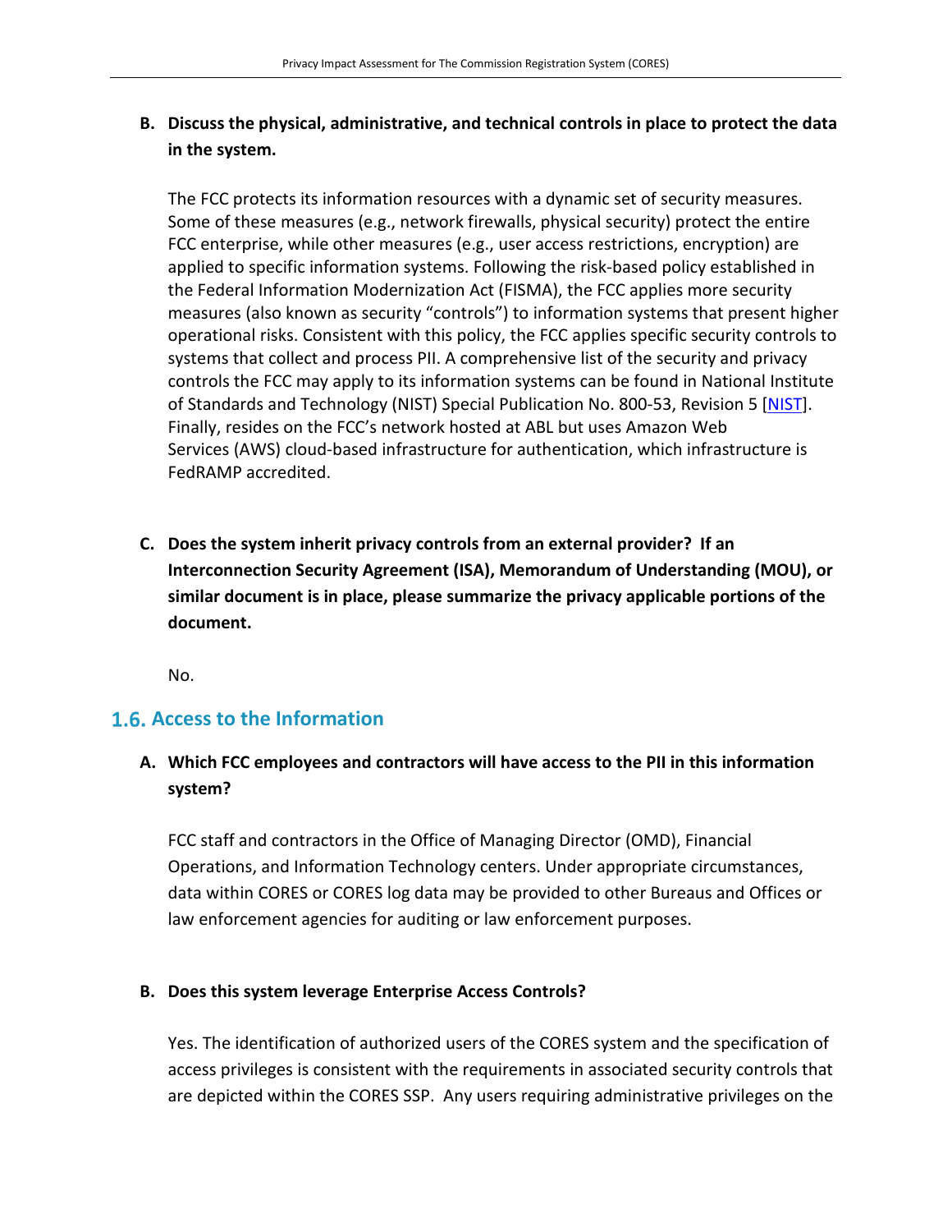**B. Discuss the physical, administrative, and technical controls in place to protect the data in the system.**

The FCC protects its information resources with a dynamic set of security measures. Some of these measures (e.g., network firewalls, physical security) protect the entire FCC enterprise, while other measures (e.g., user access restrictions, encryption) are applied to specific information systems. Following the risk-based policy established in the Federal Information Modernization Act (FISMA), the FCC applies more security measures (also known as security "controls") to information systems that present higher operational risks. Consistent with this policy, the FCC applies specific security controls to systems that collect and process PII. A comprehensive list of the security and privacy controls the FCC may apply to its information systems can be found in National Institute of Standards and Technology (NIST) Special Publication No. 800-53, Revision 5 [NIST]. Finally, resides on the FCC's network hosted at ABL but uses Amazon Web Services (AWS) cloud-based infrastructure for authentication, which infrastructure is FedRAMP accredited.

**C. Does the system inherit privacy controls from an external provider? If an Interconnection Security Agreement (ISA), Memorandum of Understanding (MOU), or similar document is in place, please summarize the privacy applicable portions of the document.**

No.

## 1.6. Access to the Information

**A. Which FCC employees and contractors will have access to the PII in this information system?**

FCC staff and contractors in the Office of Managing Director (OMD), Financial Operations, and Information Technology centers. Under appropriate circumstances, data within CORES or CORES log data may be provided to other Bureaus and Offices or law enforcement agencies for auditing or law enforcement purposes.

**B. Does this system leverage Enterprise Access Controls?**

Yes. The identification of authorized users of the CORES system and the specification of access privileges is consistent with the requirements in associated security controls that are depicted within the CORES SSP. Any users requiring administrative privileges on the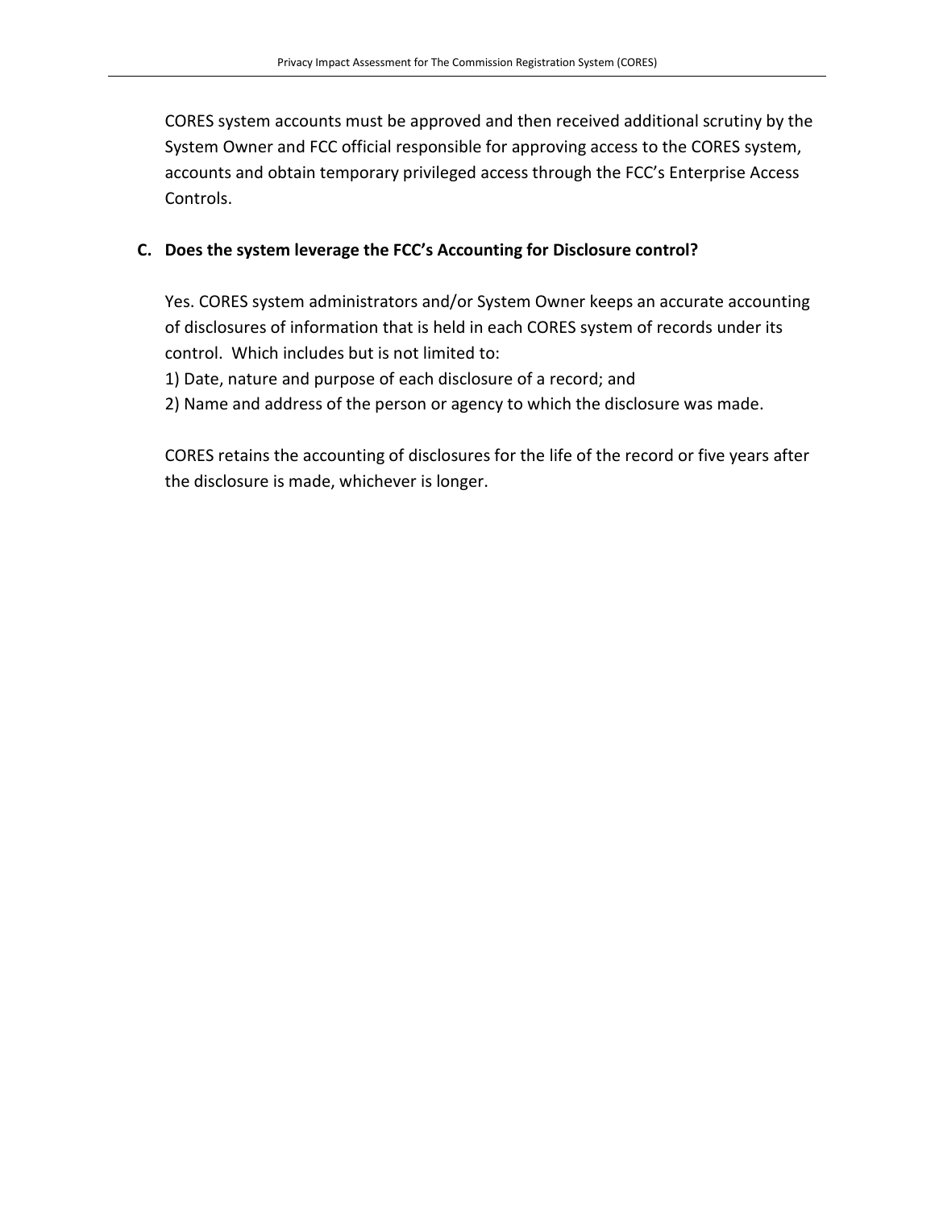CORES system accounts must be approved and then received additional scrutiny by the System Owner and FCC official responsible for approving access to the CORES system, accounts and obtain temporary privileged access through the FCC's Enterprise Access Controls.

**C. Does the system leverage the FCC's Accounting for Disclosure control?**

Yes. CORES system administrators and/or System Owner keeps an accurate accounting of disclosures of information that is held in each CORES system of records under its control. Which includes but is not limited to:

1) Date, nature and purpose of each disclosure of a record; and
2) Name and address of the person or agency to which the disclosure was made.

CORES retains the accounting of disclosures for the life of the record or five years after the disclosure is made, whichever is longer.